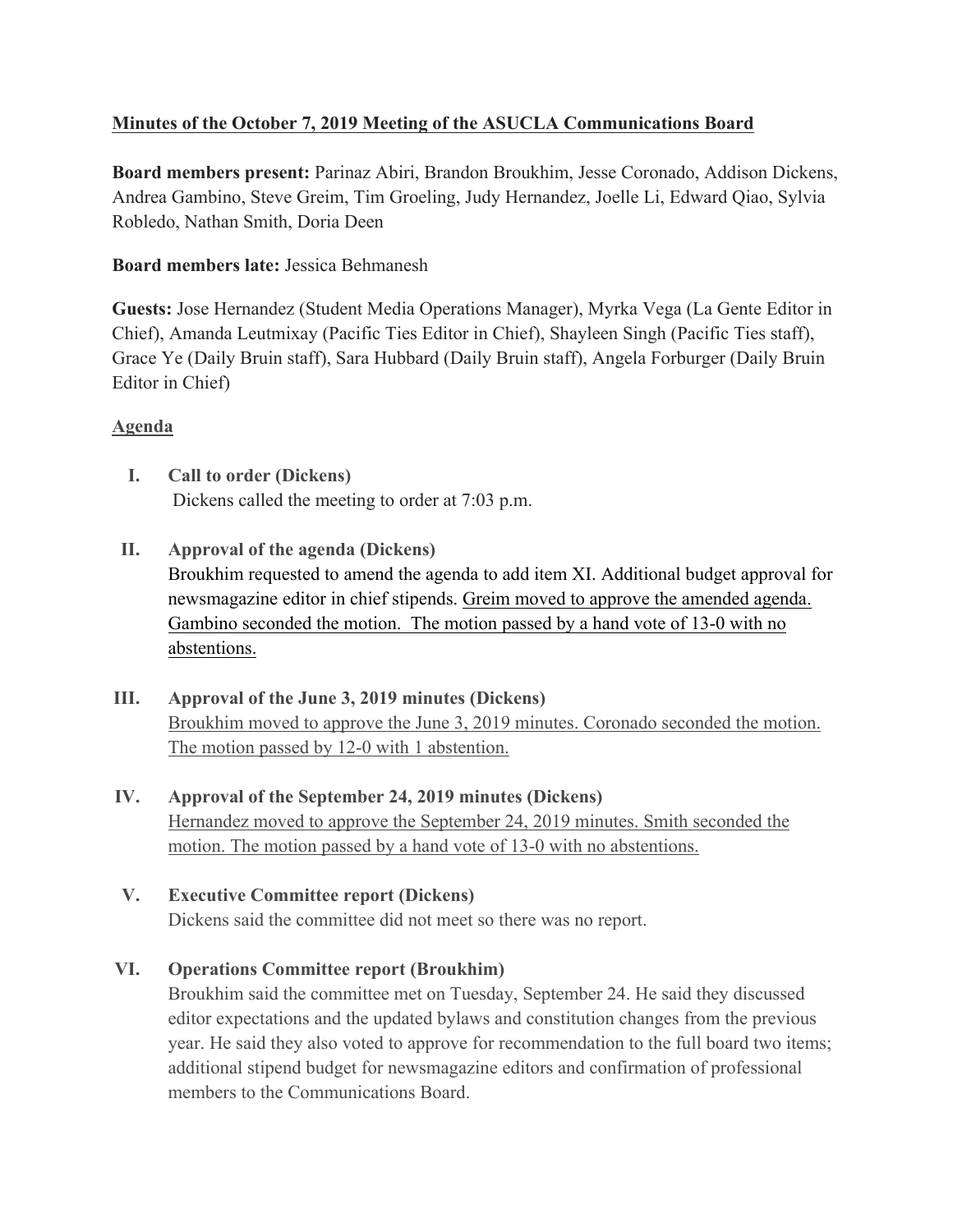**Minutes of the October 7, 2019 Meeting of the ASUCLA Communications Board**

**Board members present:** Parinaz Abiri, Brandon Broukhim, Jesse Coronado, Addison Dickens, Andrea Gambino, Steve Greim, Tim Groeling, Judy Hernandez, Joelle Li, Edward Qiao, Sylvia Robledo, Nathan Smith, Doria Deen

**Board members late:** Jessica Behmanesh

**Guests:** Jose Hernandez (Student Media Operations Manager), Myrka Vega (La Gente Editor in Chief), Amanda Leutmixay (Pacific Ties Editor in Chief), Shayleen Singh (Pacific Ties staff), Grace Ye (Daily Bruin staff), Sara Hubbard (Daily Bruin staff), Angela Forburger (Daily Bruin Editor in Chief)

**Agenda**

I. **Call to order (Dickens)**
Dickens called the meeting to order at 7:03 p.m.

II. **Approval of the agenda (Dickens)**
Broukhim requested to amend the agenda to add item XI. Additional budget approval for newsmagazine editor in chief stipends. Greim moved to approve the amended agenda. Gambino seconded the motion. The motion passed by a hand vote of 13-0 with no abstentions.

III. **Approval of the June 3, 2019 minutes (Dickens)**
Broukhim moved to approve the June 3, 2019 minutes. Coronado seconded the motion. The motion passed by 12-0 with 1 abstention.

IV. **Approval of the September 24, 2019 minutes (Dickens)**
Hernandez moved to approve the September 24, 2019 minutes. Smith seconded the motion. The motion passed by a hand vote of 13-0 with no abstentions.

V. **Executive Committee report (Dickens)**
Dickens said the committee did not meet so there was no report.

VI. **Operations Committee report (Broukhim)**
Broukhim said the committee met on Tuesday, September 24. He said they discussed editor expectations and the updated bylaws and constitution changes from the previous year. He said they also voted to approve for recommendation to the full board two items; additional stipend budget for newsmagazine editors and confirmation of professional members to the Communications Board.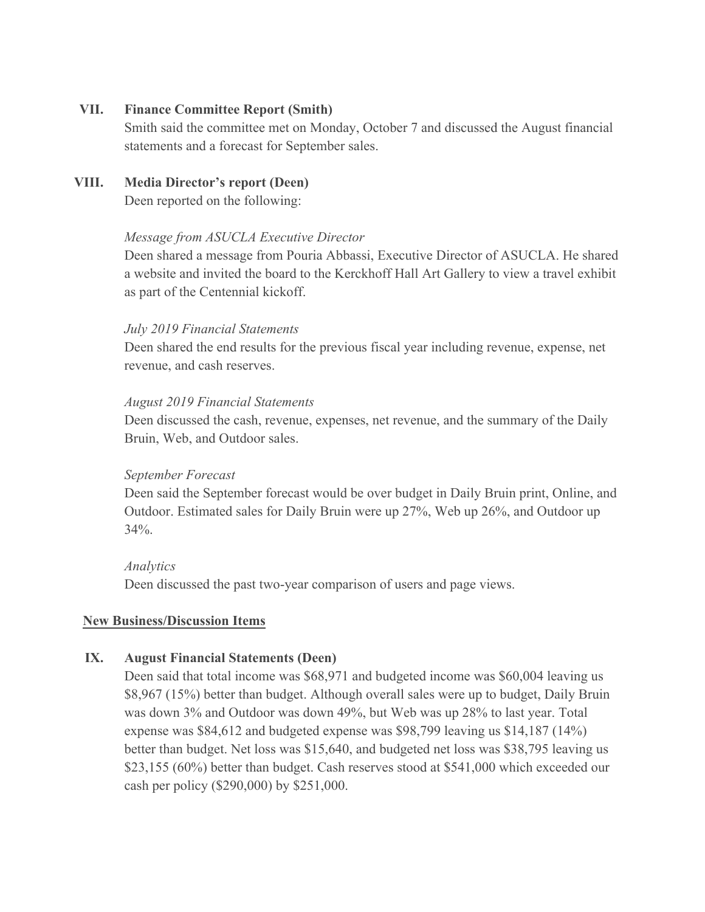## VII. Finance Committee Report (Smith)

Smith said the committee met on Monday, October 7 and discussed the August financial statements and a forecast for September sales.

## VIII. Media Director's report (Deen)

Deen reported on the following:

*Message from ASUCLA Executive Director*

Deen shared a message from Pouria Abbassi, Executive Director of ASUCLA. He shared a website and invited the board to the Kerckhoff Hall Art Gallery to view a travel exhibit as part of the Centennial kickoff.

*July 2019 Financial Statements*

Deen shared the end results for the previous fiscal year including revenue, expense, net revenue, and cash reserves.

*August 2019 Financial Statements*

Deen discussed the cash, revenue, expenses, net revenue, and the summary of the Daily Bruin, Web, and Outdoor sales.

*September Forecast*

Deen said the September forecast would be over budget in Daily Bruin print, Online, and Outdoor. Estimated sales for Daily Bruin were up 27%, Web up 26%, and Outdoor up 34%.

*Analytics*

Deen discussed the past two-year comparison of users and page views.

**<u>New Business/Discussion Items</u>**

## IX. August Financial Statements (Deen)

Deen said that total income was $68,971 and budgeted income was $60,004 leaving us $8,967 (15%) better than budget. Although overall sales were up to budget, Daily Bruin was down 3% and Outdoor was down 49%, but Web was up 28% to last year. Total expense was $84,612 and budgeted expense was $98,799 leaving us $14,187 (14%) better than budget. Net loss was $15,640, and budgeted net loss was $38,795 leaving us $23,155 (60%) better than budget. Cash reserves stood at $541,000 which exceeded our cash per policy ($290,000) by $251,000.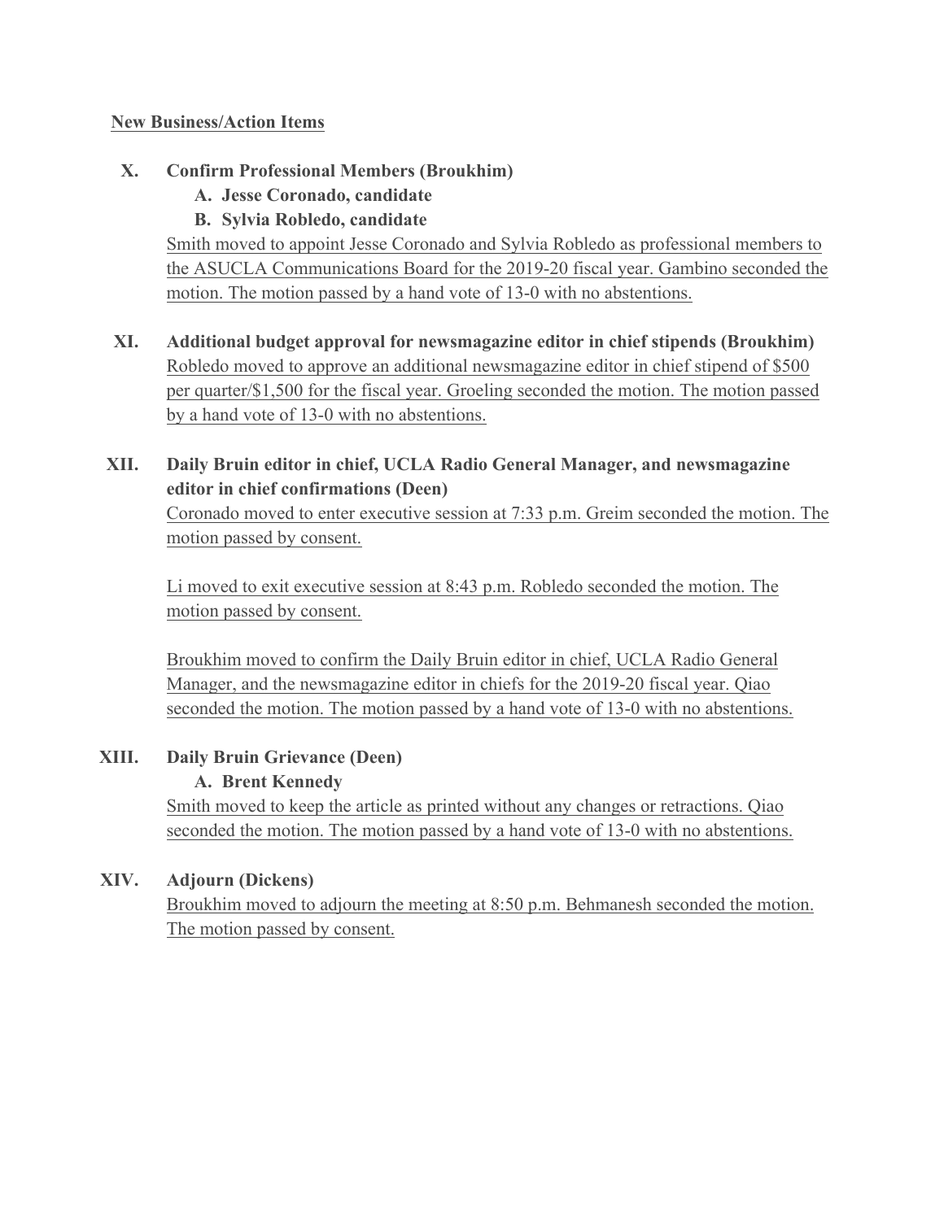## New Business/Action Items

**X. Confirm Professional Members (Broukhim)**

**A. Jesse Coronado, candidate**

**B. Sylvia Robledo, candidate**

Smith moved to appoint Jesse Coronado and Sylvia Robledo as professional members to the ASUCLA Communications Board for the 2019-20 fiscal year. Gambino seconded the motion. The motion passed by a hand vote of 13-0 with no abstentions.

**XI. Additional budget approval for newsmagazine editor in chief stipends (Broukhim)**

Robledo moved to approve an additional newsmagazine editor in chief stipend of $500 per quarter/$1,500 for the fiscal year. Groeling seconded the motion. The motion passed by a hand vote of 13-0 with no abstentions.

**XII. Daily Bruin editor in chief, UCLA Radio General Manager, and newsmagazine editor in chief confirmations (Deen)**

Coronado moved to enter executive session at 7:33 p.m. Greim seconded the motion. The motion passed by consent.

Li moved to exit executive session at 8:43 p.m. Robledo seconded the motion. The motion passed by consent.

Broukhim moved to confirm the Daily Bruin editor in chief, UCLA Radio General Manager, and the newsmagazine editor in chiefs for the 2019-20 fiscal year. Qiao seconded the motion. The motion passed by a hand vote of 13-0 with no abstentions.

**XIII. Daily Bruin Grievance (Deen)**

**A. Brent Kennedy**

Smith moved to keep the article as printed without any changes or retractions. Qiao seconded the motion. The motion passed by a hand vote of 13-0 with no abstentions.

**XIV. Adjourn (Dickens)**

Broukhim moved to adjourn the meeting at 8:50 p.m. Behmanesh seconded the motion. The motion passed by consent.